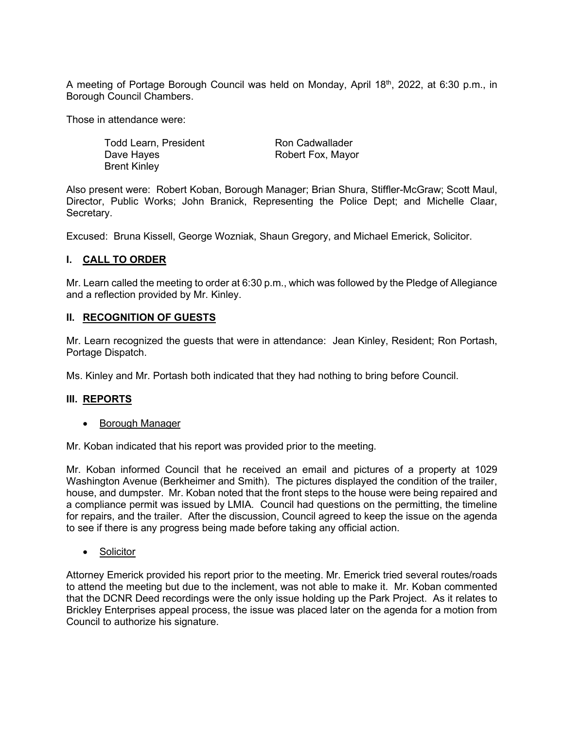A meeting of Portage Borough Council was held on Monday, April 18th, 2022, at 6:30 p.m., in Borough Council Chambers.

Those in attendance were:

| | |
|---|---|
| Todd Learn, President | Ron Cadwallader |
| Dave Hayes | Robert Fox, Mayor |
| Brent Kinley | |

Also present were: Robert Koban, Borough Manager; Brian Shura, Stiffler-McGraw; Scott Maul, Director, Public Works; John Branick, Representing the Police Dept; and Michelle Claar, Secretary.

Excused: Bruna Kissell, George Wozniak, Shaun Gregory, and Michael Emerick, Solicitor.

## I. <u>CALL TO ORDER</u>

Mr. Learn called the meeting to order at 6:30 p.m., which was followed by the Pledge of Allegiance and a reflection provided by Mr. Kinley.

## II. <u>RECOGNITION OF GUESTS</u>

Mr. Learn recognized the guests that were in attendance: Jean Kinley, Resident; Ron Portash, Portage Dispatch.

Ms. Kinley and Mr. Portash both indicated that they had nothing to bring before Council.

## III. <u>REPORTS</u>

- <u>Borough Manager</u>

Mr. Koban indicated that his report was provided prior to the meeting.

Mr. Koban informed Council that he received an email and pictures of a property at 1029 Washington Avenue (Berkheimer and Smith). The pictures displayed the condition of the trailer, house, and dumpster. Mr. Koban noted that the front steps to the house were being repaired and a compliance permit was issued by LMIA. Council had questions on the permitting, the timeline for repairs, and the trailer. After the discussion, Council agreed to keep the issue on the agenda to see if there is any progress being made before taking any official action.

- <u>Solicitor</u>

Attorney Emerick provided his report prior to the meeting. Mr. Emerick tried several routes/roads to attend the meeting but due to the inclement, was not able to make it. Mr. Koban commented that the DCNR Deed recordings were the only issue holding up the Park Project. As it relates to Brickley Enterprises appeal process, the issue was placed later on the agenda for a motion from Council to authorize his signature.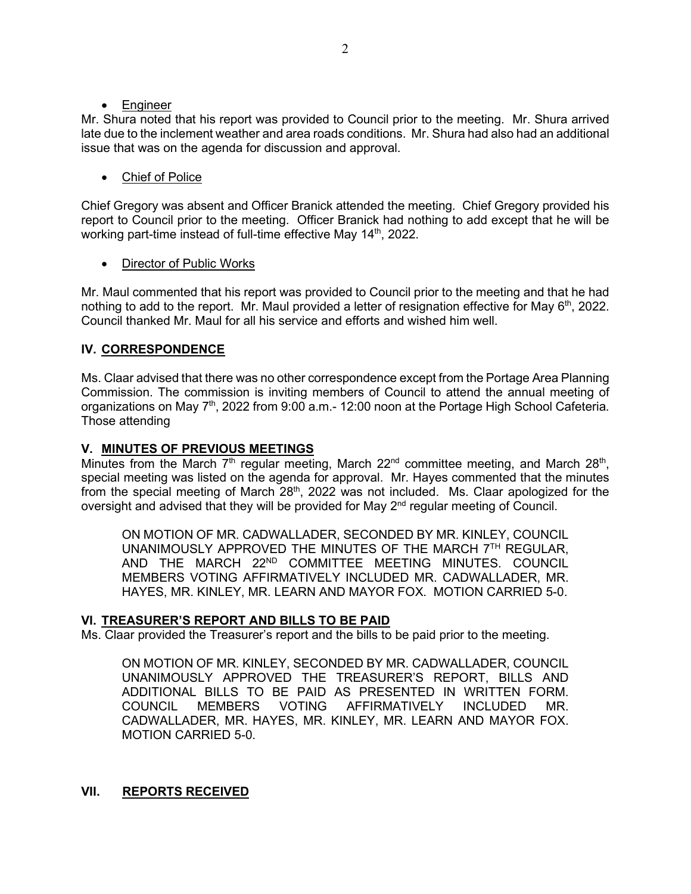- Engineer

Mr. Shura noted that his report was provided to Council prior to the meeting. Mr. Shura arrived late due to the inclement weather and area roads conditions. Mr. Shura had also had an additional issue that was on the agenda for discussion and approval.

- Chief of Police

Chief Gregory was absent and Officer Branick attended the meeting. Chief Gregory provided his report to Council prior to the meeting. Officer Branick had nothing to add except that he will be working part-time instead of full-time effective May 14th, 2022.

- Director of Public Works

Mr. Maul commented that his report was provided to Council prior to the meeting and that he had nothing to add to the report. Mr. Maul provided a letter of resignation effective for May 6th, 2022. Council thanked Mr. Maul for all his service and efforts and wished him well.

## IV. CORRESPONDENCE

Ms. Claar advised that there was no other correspondence except from the Portage Area Planning Commission. The commission is inviting members of Council to attend the annual meeting of organizations on May 7th, 2022 from 9:00 a.m.- 12:00 noon at the Portage High School Cafeteria. Those attending

## V. MINUTES OF PREVIOUS MEETINGS

Minutes from the March 7th regular meeting, March 22nd committee meeting, and March 28th, special meeting was listed on the agenda for approval. Mr. Hayes commented that the minutes from the special meeting of March 28th, 2022 was not included. Ms. Claar apologized for the oversight and advised that they will be provided for May 2nd regular meeting of Council.

> ON MOTION OF MR. CADWALLADER, SECONDED BY MR. KINLEY, COUNCIL UNANIMOUSLY APPROVED THE MINUTES OF THE MARCH 7TH REGULAR, AND THE MARCH 22ND COMMITTEE MEETING MINUTES. COUNCIL MEMBERS VOTING AFFIRMATIVELY INCLUDED MR. CADWALLADER, MR. HAYES, MR. KINLEY, MR. LEARN AND MAYOR FOX. MOTION CARRIED 5-0.

## VI. TREASURER'S REPORT AND BILLS TO BE PAID

Ms. Claar provided the Treasurer's report and the bills to be paid prior to the meeting.

> ON MOTION OF MR. KINLEY, SECONDED BY MR. CADWALLADER, COUNCIL UNANIMOUSLY APPROVED THE TREASURER'S REPORT, BILLS AND ADDITIONAL BILLS TO BE PAID AS PRESENTED IN WRITTEN FORM. COUNCIL MEMBERS VOTING AFFIRMATIVELY INCLUDED MR. CADWALLADER, MR. HAYES, MR. KINLEY, MR. LEARN AND MAYOR FOX. MOTION CARRIED 5-0.

## VII. REPORTS RECEIVED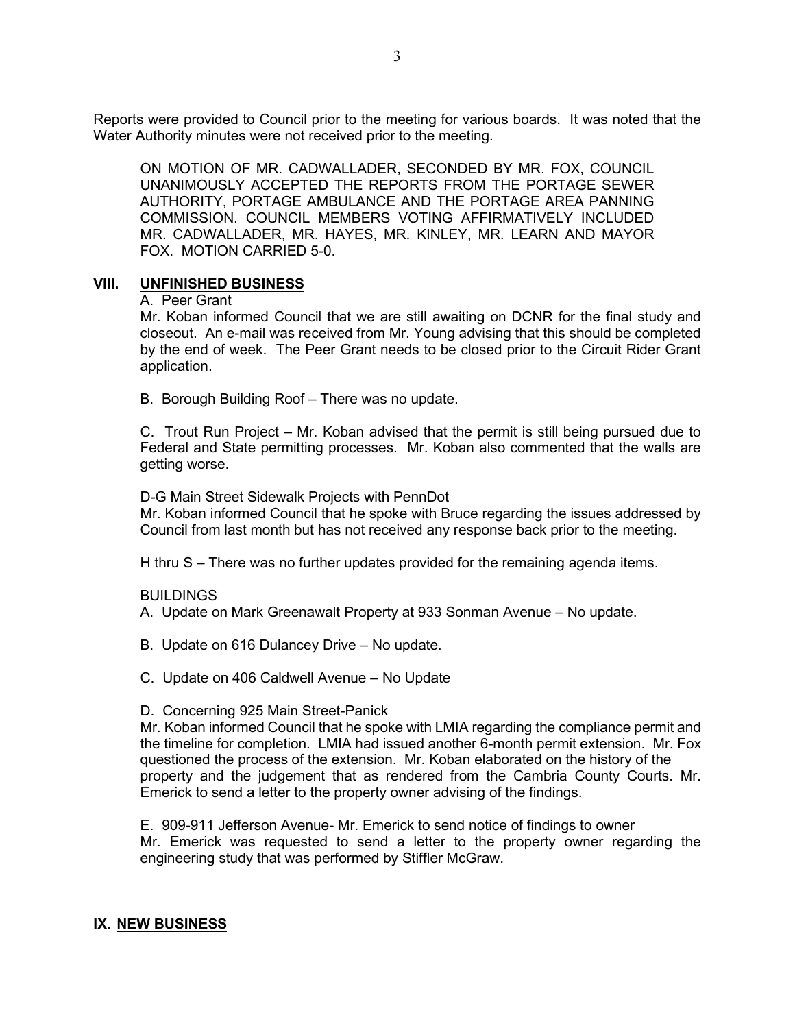Reports were provided to Council prior to the meeting for various boards. It was noted that the Water Authority minutes were not received prior to the meeting.

> ON MOTION OF MR. CADWALLADER, SECONDED BY MR. FOX, COUNCIL UNANIMOUSLY ACCEPTED THE REPORTS FROM THE PORTAGE SEWER AUTHORITY, PORTAGE AMBULANCE AND THE PORTAGE AREA PANNING COMMISSION. COUNCIL MEMBERS VOTING AFFIRMATIVELY INCLUDED MR. CADWALLADER, MR. HAYES, MR. KINLEY, MR. LEARN AND MAYOR FOX. MOTION CARRIED 5-0.

## VIII. UNFINISHED BUSINESS

A. Peer Grant

Mr. Koban informed Council that we are still awaiting on DCNR for the final study and closeout. An e-mail was received from Mr. Young advising that this should be completed by the end of week. The Peer Grant needs to be closed prior to the Circuit Rider Grant application.

B. Borough Building Roof – There was no update.

C. Trout Run Project – Mr. Koban advised that the permit is still being pursued due to Federal and State permitting processes. Mr. Koban also commented that the walls are getting worse.

D-G Main Street Sidewalk Projects with PennDot

Mr. Koban informed Council that he spoke with Bruce regarding the issues addressed by Council from last month but has not received any response back prior to the meeting.

H thru S – There was no further updates provided for the remaining agenda items.

BUILDINGS

A. Update on Mark Greenawalt Property at 933 Sonman Avenue – No update.

B. Update on 616 Dulancey Drive – No update.

C. Update on 406 Caldwell Avenue – No Update

D. Concerning 925 Main Street-Panick

Mr. Koban informed Council that he spoke with LMIA regarding the compliance permit and the timeline for completion. LMIA had issued another 6-month permit extension. Mr. Fox questioned the process of the extension. Mr. Koban elaborated on the history of the property and the judgement that as rendered from the Cambria County Courts. Mr. Emerick to send a letter to the property owner advising of the findings.

E. 909-911 Jefferson Avenue- Mr. Emerick to send notice of findings to owner

Mr. Emerick was requested to send a letter to the property owner regarding the engineering study that was performed by Stiffler McGraw.

## IX. NEW BUSINESS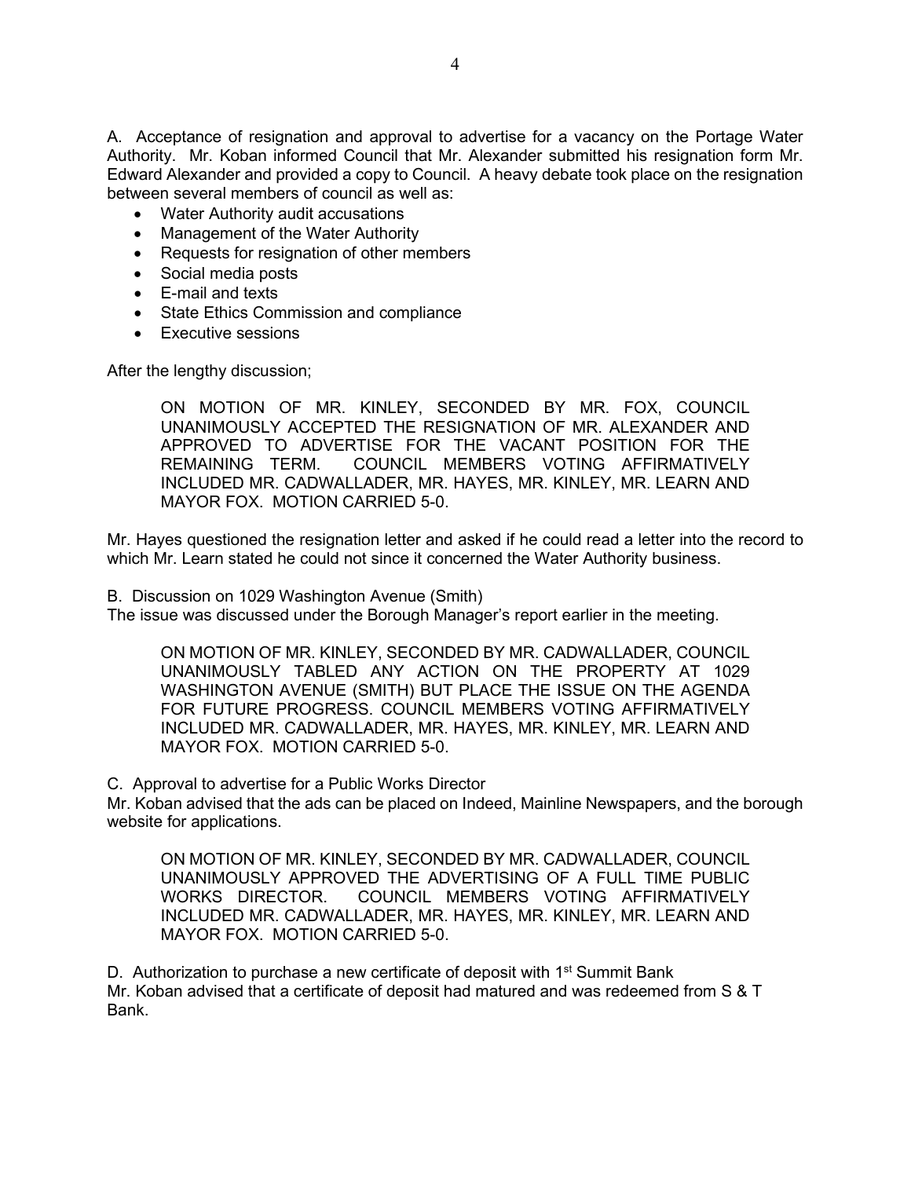A. Acceptance of resignation and approval to advertise for a vacancy on the Portage Water Authority. Mr. Koban informed Council that Mr. Alexander submitted his resignation form Mr. Edward Alexander and provided a copy to Council. A heavy debate took place on the resignation between several members of council as well as:

- Water Authority audit accusations
- Management of the Water Authority
- Requests for resignation of other members
- Social media posts
- E-mail and texts
- State Ethics Commission and compliance
- Executive sessions

After the lengthy discussion;

> ON MOTION OF MR. KINLEY, SECONDED BY MR. FOX, COUNCIL UNANIMOUSLY ACCEPTED THE RESIGNATION OF MR. ALEXANDER AND APPROVED TO ADVERTISE FOR THE VACANT POSITION FOR THE REMAINING TERM. COUNCIL MEMBERS VOTING AFFIRMATIVELY INCLUDED MR. CADWALLADER, MR. HAYES, MR. KINLEY, MR. LEARN AND MAYOR FOX. MOTION CARRIED 5-0.

Mr. Hayes questioned the resignation letter and asked if he could read a letter into the record to which Mr. Learn stated he could not since it concerned the Water Authority business.

B. Discussion on 1029 Washington Avenue (Smith)
The issue was discussed under the Borough Manager's report earlier in the meeting.

> ON MOTION OF MR. KINLEY, SECONDED BY MR. CADWALLADER, COUNCIL UNANIMOUSLY TABLED ANY ACTION ON THE PROPERTY AT 1029 WASHINGTON AVENUE (SMITH) BUT PLACE THE ISSUE ON THE AGENDA FOR FUTURE PROGRESS. COUNCIL MEMBERS VOTING AFFIRMATIVELY INCLUDED MR. CADWALLADER, MR. HAYES, MR. KINLEY, MR. LEARN AND MAYOR FOX. MOTION CARRIED 5-0.

C. Approval to advertise for a Public Works Director
Mr. Koban advised that the ads can be placed on Indeed, Mainline Newspapers, and the borough website for applications.

> ON MOTION OF MR. KINLEY, SECONDED BY MR. CADWALLADER, COUNCIL UNANIMOUSLY APPROVED THE ADVERTISING OF A FULL TIME PUBLIC WORKS DIRECTOR. COUNCIL MEMBERS VOTING AFFIRMATIVELY INCLUDED MR. CADWALLADER, MR. HAYES, MR. KINLEY, MR. LEARN AND MAYOR FOX. MOTION CARRIED 5-0.

D. Authorization to purchase a new certificate of deposit with 1st Summit Bank
Mr. Koban advised that a certificate of deposit had matured and was redeemed from S & T Bank.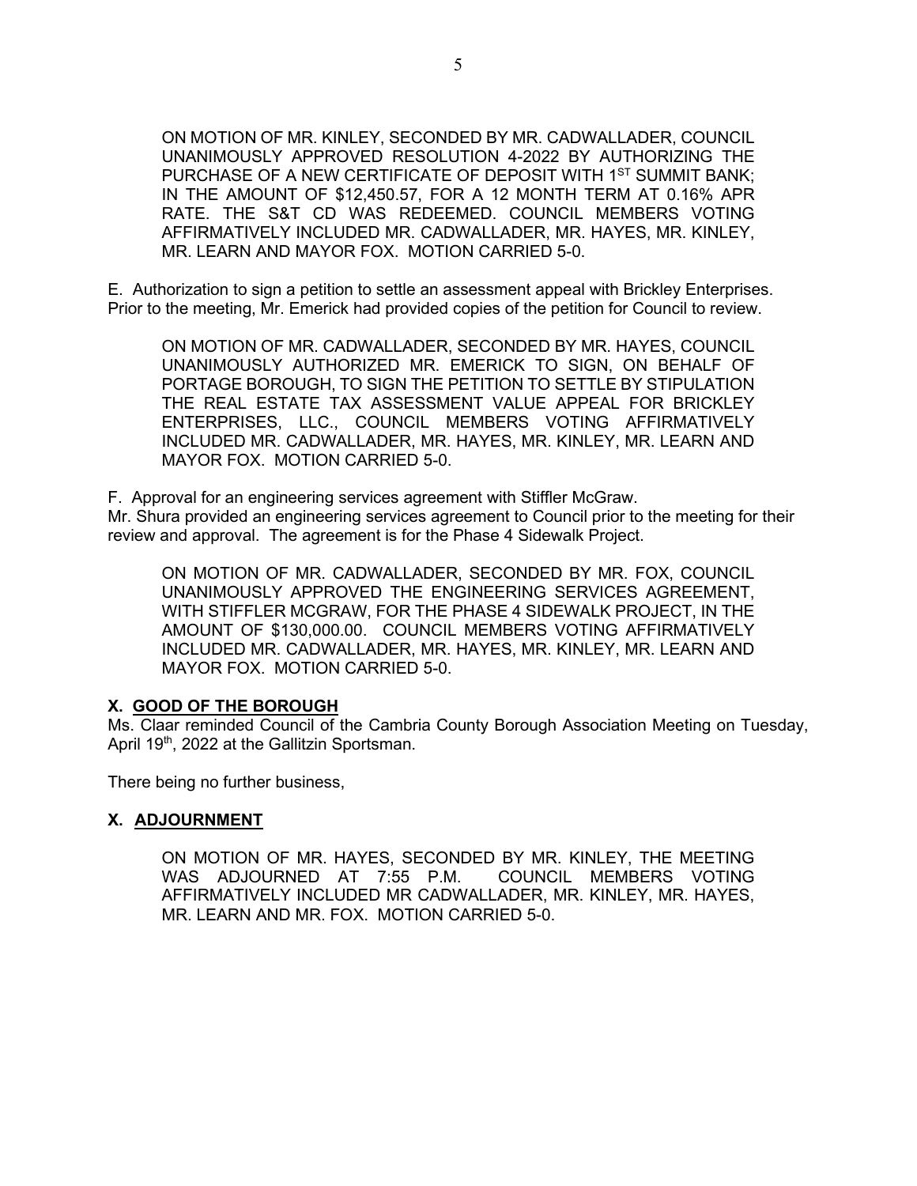ON MOTION OF MR. KINLEY, SECONDED BY MR. CADWALLADER, COUNCIL UNANIMOUSLY APPROVED RESOLUTION 4-2022 BY AUTHORIZING THE PURCHASE OF A NEW CERTIFICATE OF DEPOSIT WITH 1ST SUMMIT BANK; IN THE AMOUNT OF $12,450.57, FOR A 12 MONTH TERM AT 0.16% APR RATE. THE S&T CD WAS REDEEMED. COUNCIL MEMBERS VOTING AFFIRMATIVELY INCLUDED MR. CADWALLADER, MR. HAYES, MR. KINLEY, MR. LEARN AND MAYOR FOX. MOTION CARRIED 5-0.

E. Authorization to sign a petition to settle an assessment appeal with Brickley Enterprises. Prior to the meeting, Mr. Emerick had provided copies of the petition for Council to review.

ON MOTION OF MR. CADWALLADER, SECONDED BY MR. HAYES, COUNCIL UNANIMOUSLY AUTHORIZED MR. EMERICK TO SIGN, ON BEHALF OF PORTAGE BOROUGH, TO SIGN THE PETITION TO SETTLE BY STIPULATION THE REAL ESTATE TAX ASSESSMENT VALUE APPEAL FOR BRICKLEY ENTERPRISES, LLC., COUNCIL MEMBERS VOTING AFFIRMATIVELY INCLUDED MR. CADWALLADER, MR. HAYES, MR. KINLEY, MR. LEARN AND MAYOR FOX. MOTION CARRIED 5-0.

F. Approval for an engineering services agreement with Stiffler McGraw.
Mr. Shura provided an engineering services agreement to Council prior to the meeting for their review and approval. The agreement is for the Phase 4 Sidewalk Project.

ON MOTION OF MR. CADWALLADER, SECONDED BY MR. FOX, COUNCIL UNANIMOUSLY APPROVED THE ENGINEERING SERVICES AGREEMENT, WITH STIFFLER MCGRAW, FOR THE PHASE 4 SIDEWALK PROJECT, IN THE AMOUNT OF $130,000.00. COUNCIL MEMBERS VOTING AFFIRMATIVELY INCLUDED MR. CADWALLADER, MR. HAYES, MR. KINLEY, MR. LEARN AND MAYOR FOX. MOTION CARRIED 5-0.

## X. GOOD OF THE BOROUGH

Ms. Claar reminded Council of the Cambria County Borough Association Meeting on Tuesday, April 19th, 2022 at the Gallitzin Sportsman.

There being no further business,

## X. ADJOURNMENT

ON MOTION OF MR. HAYES, SECONDED BY MR. KINLEY, THE MEETING WAS ADJOURNED AT 7:55 P.M. COUNCIL MEMBERS VOTING AFFIRMATIVELY INCLUDED MR CADWALLADER, MR. KINLEY, MR. HAYES, MR. LEARN AND MR. FOX. MOTION CARRIED 5-0.